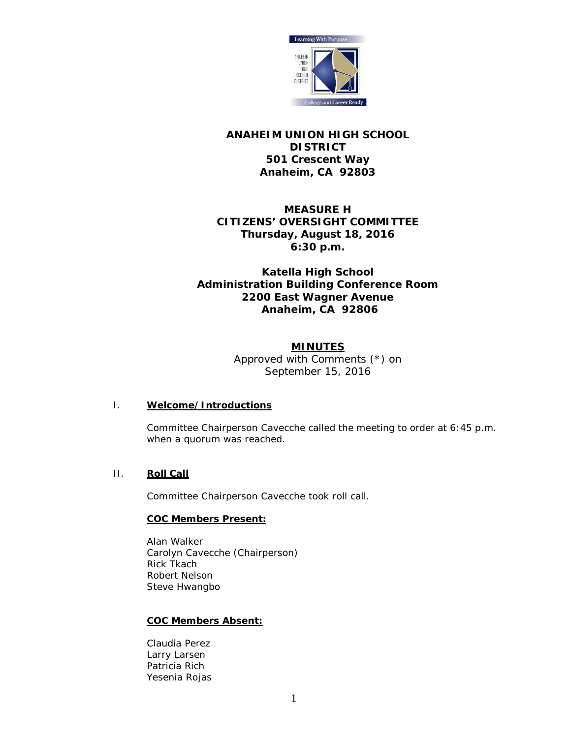# ANAHEIM UNION HIGH SCHOOL DISTRICT
**501 Crescent Way**
**Anaheim, CA 92803**

## MEASURE H CITIZENS' OVERSIGHT COMMITTEE
**Thursday, August 18, 2016**
**6:30 p.m.**

**Katella High School**
**Administration Building Conference Room**
**2200 East Wagner Avenue**
**Anaheim, CA 92806**

## MINUTES

Approved with Comments (*) on September 15, 2016

### I. Welcome/Introductions

Committee Chairperson Cavecche called the meeting to order at 6:45 p.m. when a quorum was reached.

### II. Roll Call

Committee Chairperson Cavecche took roll call.

**COC Members Present:**

Alan Walker
Carolyn Cavecche (Chairperson)
Rick Tkach
Robert Nelson
Steve Hwangbo

**COC Members Absent:**

Claudia Perez
Larry Larsen
Patricia Rich
Yesenia Rojas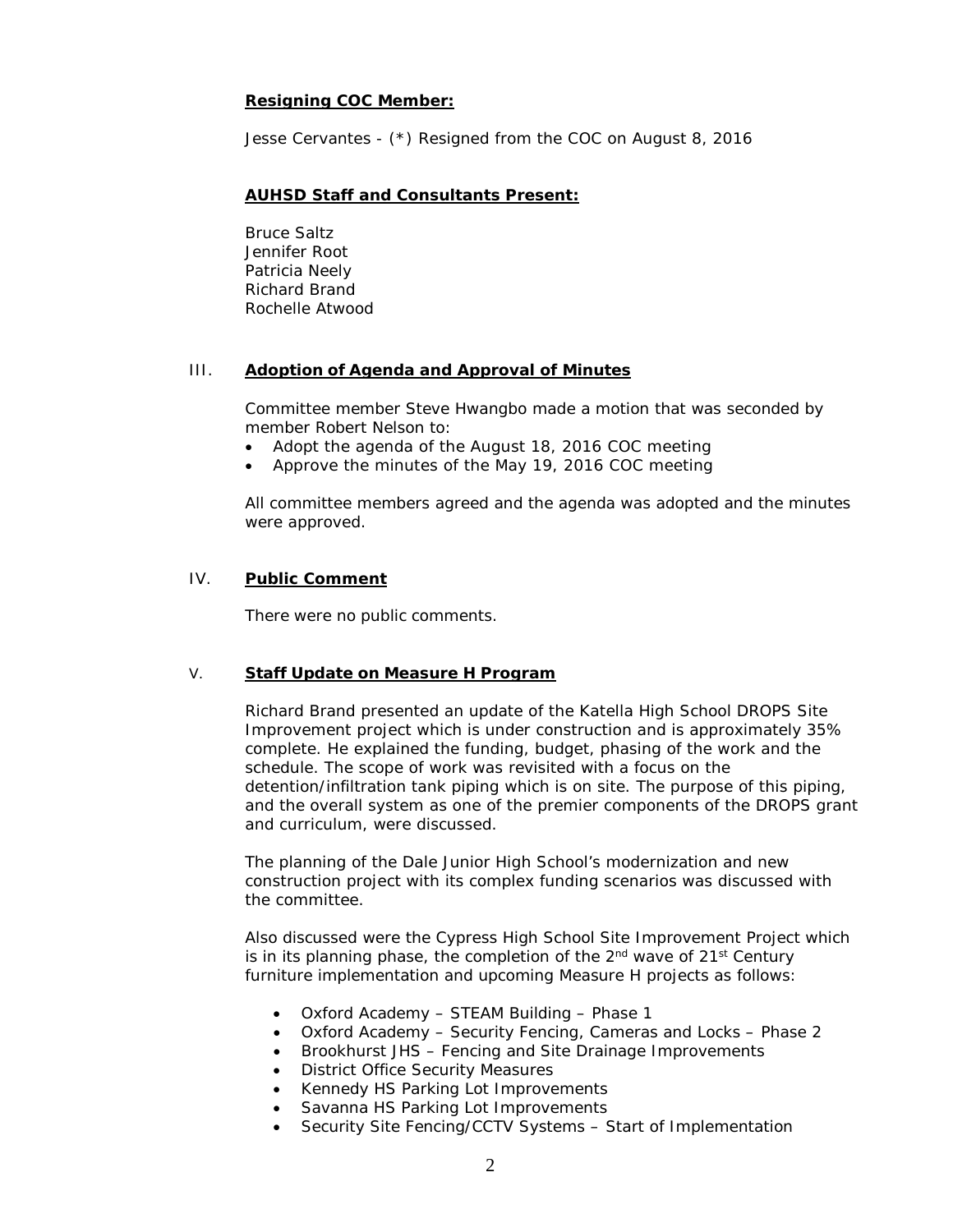**Resigning COC Member:**

Jesse Cervantes - (*) Resigned from the COC on August 8, 2016

**AUHSD Staff and Consultants Present:**

Bruce Saltz
Jennifer Root
Patricia Neely
Richard Brand
Rochelle Atwood

## III. Adoption of Agenda and Approval of Minutes

Committee member Steve Hwangbo made a motion that was seconded by member Robert Nelson to:

- Adopt the agenda of the August 18, 2016 COC meeting
- Approve the minutes of the May 19, 2016 COC meeting

All committee members agreed and the agenda was adopted and the minutes were approved.

## IV. Public Comment

There were no public comments.

## V. Staff Update on Measure H Program

Richard Brand presented an update of the Katella High School DROPS Site Improvement project which is under construction and is approximately 35% complete. He explained the funding, budget, phasing of the work and the schedule. The scope of work was revisited with a focus on the detention/infiltration tank piping which is on site. The purpose of this piping, and the overall system as one of the premier components of the DROPS grant and curriculum, were discussed.

The planning of the Dale Junior High School's modernization and new construction project with its complex funding scenarios was discussed with the committee.

Also discussed were the Cypress High School Site Improvement Project which is in its planning phase, the completion of the 2nd wave of 21st Century furniture implementation and upcoming Measure H projects as follows:

- Oxford Academy – STEAM Building – Phase 1
- Oxford Academy – Security Fencing, Cameras and Locks – Phase 2
- Brookhurst JHS – Fencing and Site Drainage Improvements
- District Office Security Measures
- Kennedy HS Parking Lot Improvements
- Savanna HS Parking Lot Improvements
- Security Site Fencing/CCTV Systems – Start of Implementation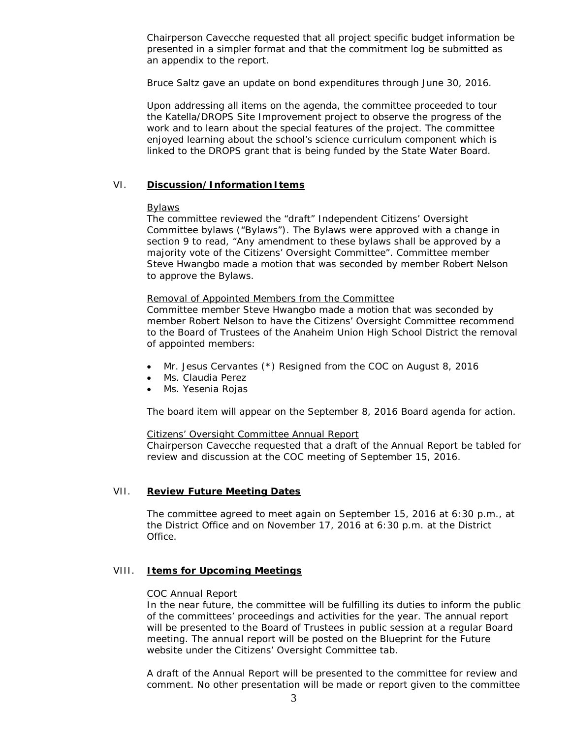Chairperson Cavecche requested that all project specific budget information be presented in a simpler format and that the commitment log be submitted as an appendix to the report.

Bruce Saltz gave an update on bond expenditures through June 30, 2016.

Upon addressing all items on the agenda, the committee proceeded to tour the Katella/DROPS Site Improvement project to observe the progress of the work and to learn about the special features of the project. The committee enjoyed learning about the school's science curriculum component which is linked to the DROPS grant that is being funded by the State Water Board.

## VI. **Discussion/Information Items**

Bylaws

The committee reviewed the "draft" Independent Citizens' Oversight Committee bylaws ("Bylaws"). The Bylaws were approved with a change in section 9 to read, "Any amendment to these bylaws shall be approved by a majority vote of the Citizens' Oversight Committee". Committee member Steve Hwangbo made a motion that was seconded by member Robert Nelson to approve the Bylaws.

Removal of Appointed Members from the Committee

Committee member Steve Hwangbo made a motion that was seconded by member Robert Nelson to have the Citizens' Oversight Committee recommend to the Board of Trustees of the Anaheim Union High School District the removal of appointed members:

- Mr. Jesus Cervantes (*) Resigned from the COC on August 8, 2016
- Ms. Claudia Perez
- Ms. Yesenia Rojas

The board item will appear on the September 8, 2016 Board agenda for action.

Citizens' Oversight Committee Annual Report

Chairperson Cavecche requested that a draft of the Annual Report be tabled for review and discussion at the COC meeting of September 15, 2016.

## VII. **Review Future Meeting Dates**

The committee agreed to meet again on September 15, 2016 at 6:30 p.m., at the District Office and on November 17, 2016 at 6:30 p.m. at the District Office.

## VIII. **Items for Upcoming Meetings**

COC Annual Report

In the near future, the committee will be fulfilling its duties to inform the public of the committees' proceedings and activities for the year. The annual report will be presented to the Board of Trustees in public session at a regular Board meeting. The annual report will be posted on the Blueprint for the Future website under the Citizens' Oversight Committee tab.

A draft of the Annual Report will be presented to the committee for review and comment. No other presentation will be made or report given to the committee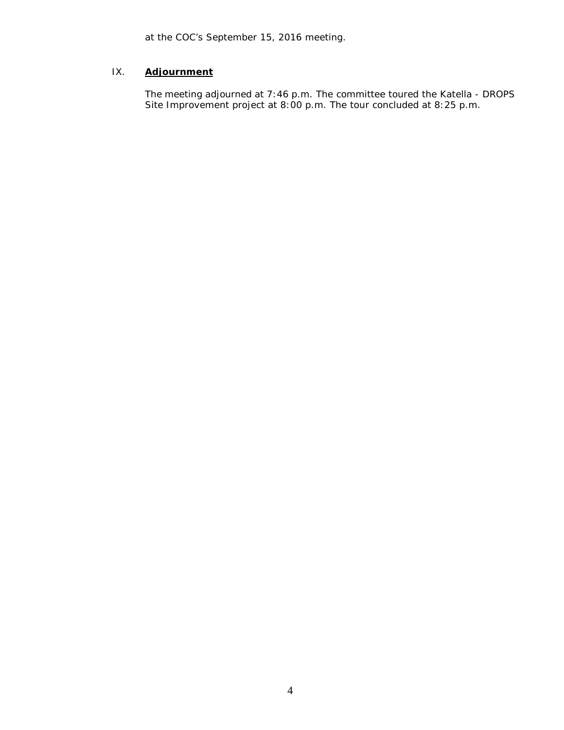at the COC's September 15, 2016 meeting.

## IX. **Adjournment**

The meeting adjourned at 7:46 p.m. The committee toured the Katella - DROPS Site Improvement project at 8:00 p.m. The tour concluded at 8:25 p.m.